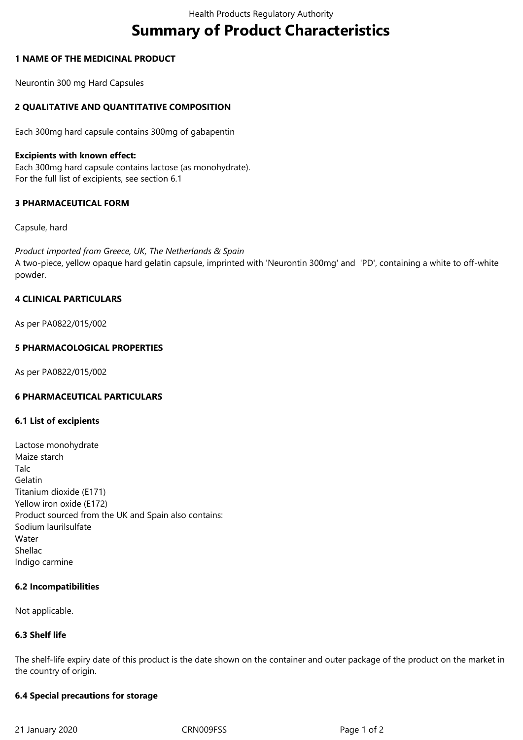# Summary of Product Characteristics

## 1 NAME OF THE MEDICINAL PRODUCT

Neurontin 300 mg Hard Capsules

## 2 QUALITATIVE AND QUANTITATIVE COMPOSITION

Each 300mg hard capsule contains 300mg of gabapentin

**Excipients with known effect:**
Each 300mg hard capsule contains lactose (as monohydrate).
For the full list of excipients, see section 6.1

## 3 PHARMACEUTICAL FORM

Capsule, hard

*Product imported from Greece, UK, The Netherlands & Spain*
A two-piece, yellow opaque hard gelatin capsule, imprinted with 'Neurontin 300mg' and 'PD', containing a white to off-white powder.

## 4 CLINICAL PARTICULARS

As per PA0822/015/002

## 5 PHARMACOLOGICAL PROPERTIES

As per PA0822/015/002

## 6 PHARMACEUTICAL PARTICULARS

### 6.1 List of excipients

Lactose monohydrate
Maize starch
Talc
Gelatin
Titanium dioxide (E171)
Yellow iron oxide (E172)
Product sourced from the UK and Spain also contains:
Sodium laurilsulfate
Water
Shellac
Indigo carmine

### 6.2 Incompatibilities

Not applicable.

### 6.3 Shelf life

The shelf-life expiry date of this product is the date shown on the container and outer package of the product on the market in the country of origin.

### 6.4 Special precautions for storage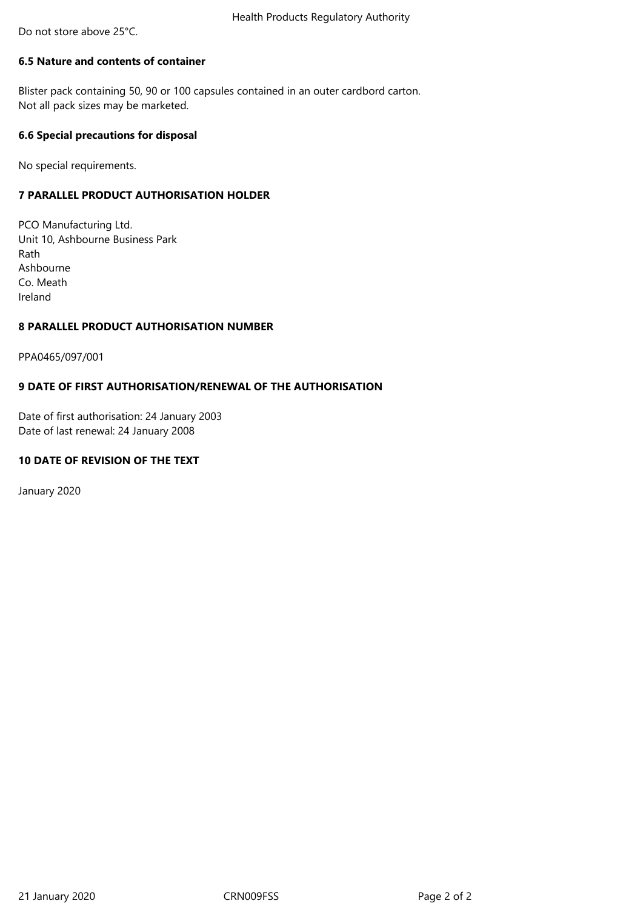Do not store above 25°C.

### 6.5 Nature and contents of container

Blister pack containing 50, 90 or 100 capsules contained in an outer cardbord carton.
Not all pack sizes may be marketed.

### 6.6 Special precautions for disposal

No special requirements.

## 7 PARALLEL PRODUCT AUTHORISATION HOLDER

PCO Manufacturing Ltd.
Unit 10, Ashbourne Business Park
Rath
Ashbourne
Co. Meath
Ireland

## 8 PARALLEL PRODUCT AUTHORISATION NUMBER

PPA0465/097/001

## 9 DATE OF FIRST AUTHORISATION/RENEWAL OF THE AUTHORISATION

Date of first authorisation: 24 January 2003
Date of last renewal: 24 January 2008

## 10 DATE OF REVISION OF THE TEXT

January 2020